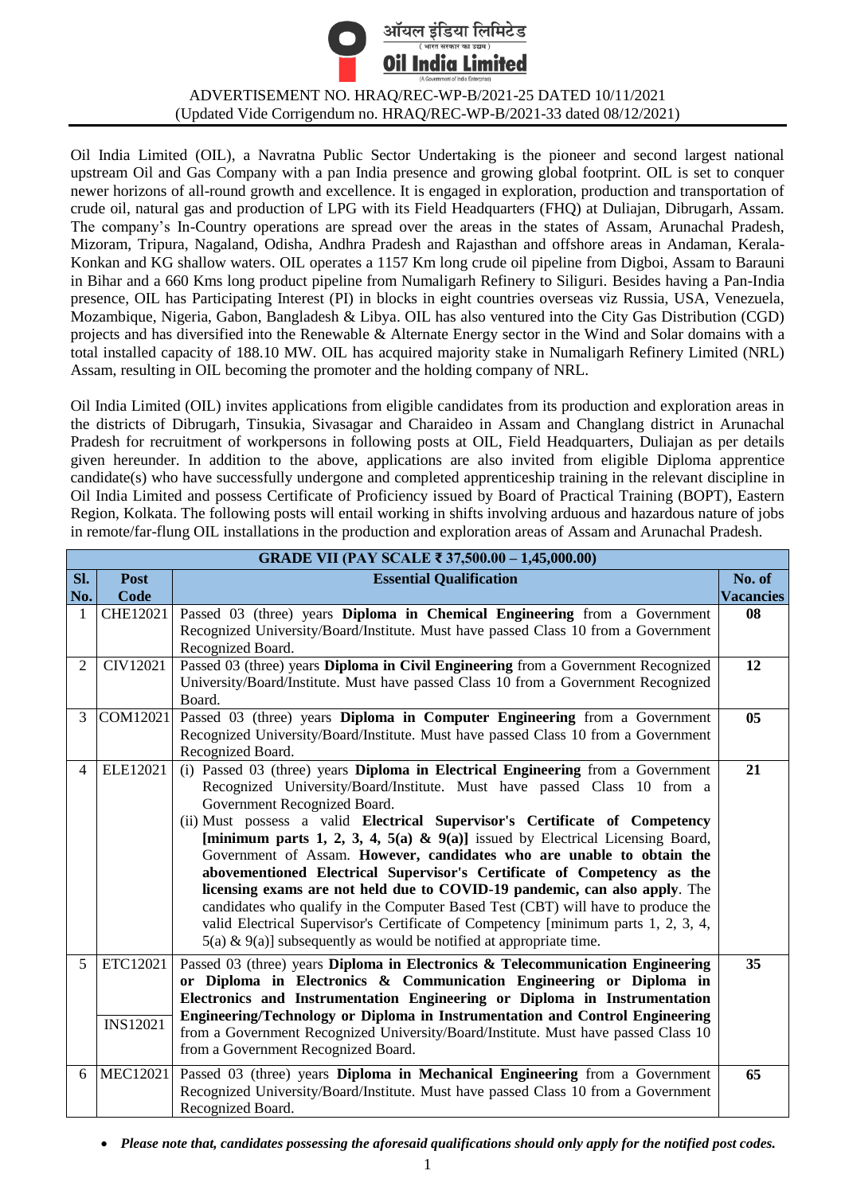ऑयल इंडिया लिमिटेड
( भारत सरकार का उद्यम )
**Oil India Limited**
(A Government of India Enterprise)

ADVERTISEMENT NO. HRAQ/REC-WP-B/2021-25 DATED 10/11/2021
(Updated Vide Corrigendum no. HRAQ/REC-WP-B/2021-33 dated 08/12/2021)

Oil India Limited (OIL), a Navratna Public Sector Undertaking is the pioneer and second largest national upstream Oil and Gas Company with a pan India presence and growing global footprint. OIL is set to conquer newer horizons of all-round growth and excellence. It is engaged in exploration, production and transportation of crude oil, natural gas and production of LPG with its Field Headquarters (FHQ) at Duliajan, Dibrugarh, Assam. The company's In-Country operations are spread over the areas in the states of Assam, Arunachal Pradesh, Mizoram, Tripura, Nagaland, Odisha, Andhra Pradesh and Rajasthan and offshore areas in Andaman, Kerala-Konkan and KG shallow waters. OIL operates a 1157 Km long crude oil pipeline from Digboi, Assam to Barauni in Bihar and a 660 Kms long product pipeline from Numaligarh Refinery to Siliguri. Besides having a Pan-India presence, OIL has Participating Interest (PI) in blocks in eight countries overseas viz Russia, USA, Venezuela, Mozambique, Nigeria, Gabon, Bangladesh & Libya. OIL has also ventured into the City Gas Distribution (CGD) projects and has diversified into the Renewable & Alternate Energy sector in the Wind and Solar domains with a total installed capacity of 188.10 MW. OIL has acquired majority stake in Numaligarh Refinery Limited (NRL) Assam, resulting in OIL becoming the promoter and the holding company of NRL.

Oil India Limited (OIL) invites applications from eligible candidates from its production and exploration areas in the districts of Dibrugarh, Tinsukia, Sivasagar and Charaideo in Assam and Changlang district in Arunachal Pradesh for recruitment of workpersons in following posts at OIL, Field Headquarters, Duliajan as per details given hereunder. In addition to the above, applications are also invited from eligible Diploma apprentice candidate(s) who have successfully undergone and completed apprenticeship training in the relevant discipline in Oil India Limited and possess Certificate of Proficiency issued by Board of Practical Training (BOPT), Eastern Region, Kolkata. The following posts will entail working in shifts involving arduous and hazardous nature of jobs in remote/far-flung OIL installations in the production and exploration areas of Assam and Arunachal Pradesh.

| **GRADE VII (PAY SCALE ₹ 37,500.00 – 1,45,000.00)** | | | |
|---|---|---|---|
| **Sl. No.** | **Post Code** | **Essential Qualification** | **No. of Vacancies** |
| 1 | CHE12021 | Passed 03 (three) years **Diploma in Chemical Engineering** from a Government Recognized University/Board/Institute. Must have passed Class 10 from a Government Recognized Board. | **08** |
| 2 | CIV12021 | Passed 03 (three) years **Diploma in Civil Engineering** from a Government Recognized University/Board/Institute. Must have passed Class 10 from a Government Recognized Board. | **12** |
| 3 | COM12021 | Passed 03 (three) years **Diploma in Computer Engineering** from a Government Recognized University/Board/Institute. Must have passed Class 10 from a Government Recognized Board. | **05** |
| 4 | ELE12021 | (i) Passed 03 (three) years **Diploma in Electrical Engineering** from a Government Recognized University/Board/Institute. Must have passed Class 10 from a Government Recognized Board.<br>(ii) Must possess a valid **Electrical Supervisor's Certificate of Competency [minimum parts 1, 2, 3, 4, 5(a) & 9(a)]** issued by Electrical Licensing Board, Government of Assam. **However, candidates who are unable to obtain the abovementioned Electrical Supervisor's Certificate of Competency as the licensing exams are not held due to COVID-19 pandemic, can also apply**. The candidates who qualify in the Computer Based Test (CBT) will have to produce the valid Electrical Supervisor's Certificate of Competency [minimum parts 1, 2, 3, 4, 5(a) & 9(a)] subsequently as would be notified at appropriate time. | **21** |
| 5 | ETC12021<br><br>INS12021 | Passed 03 (three) years **Diploma in Electronics & Telecommunication Engineering or Diploma in Electronics & Communication Engineering or Diploma in Electronics and Instrumentation Engineering or Diploma in Instrumentation Engineering/Technology or Diploma in Instrumentation and Control Engineering** from a Government Recognized University/Board/Institute. Must have passed Class 10 from a Government Recognized Board. | **35** |
| 6 | MEC12021 | Passed 03 (three) years **Diploma in Mechanical Engineering** from a Government Recognized University/Board/Institute. Must have passed Class 10 from a Government Recognized Board. | **65** |

- ***Please note that, candidates possessing the aforesaid qualifications should only apply for the notified post codes.***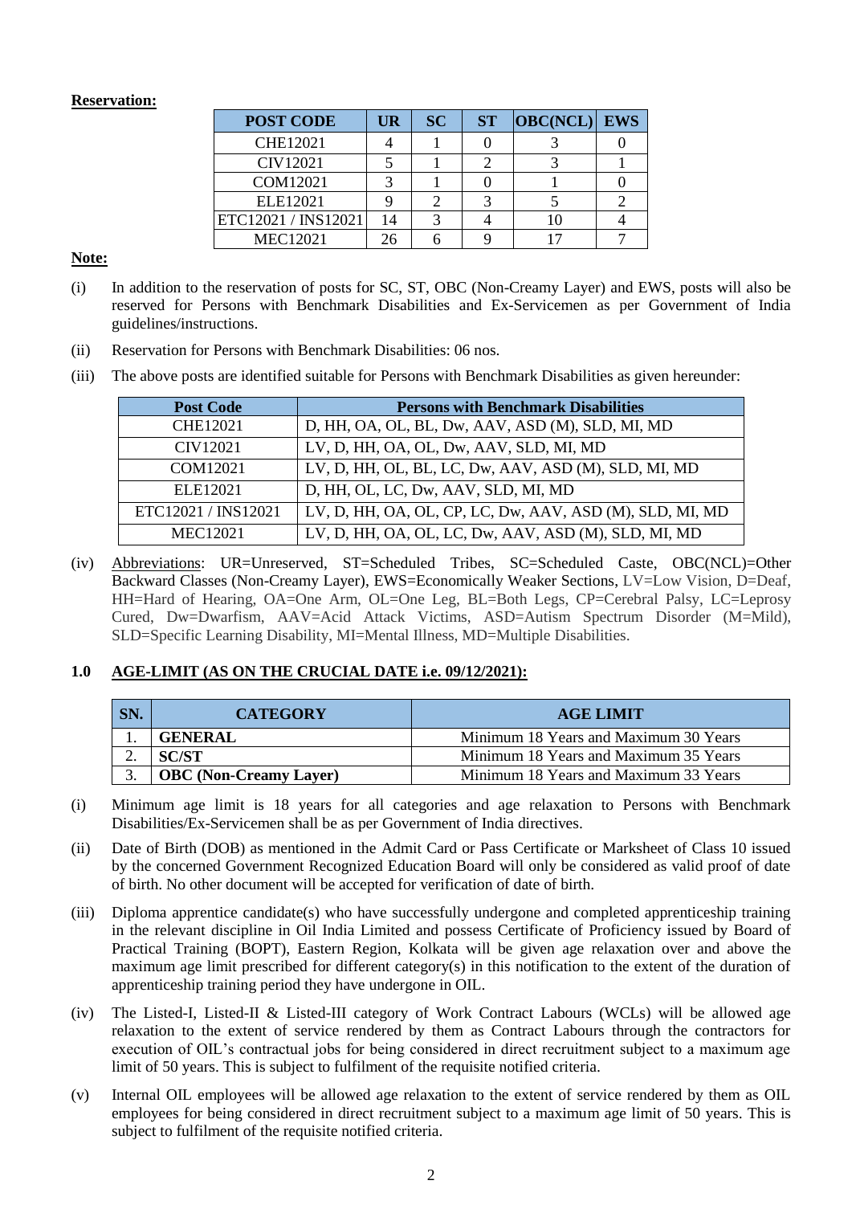**Reservation:**

| POST CODE | UR | SC | ST | OBC(NCL) | EWS |
|---|---|---|---|---|---|
| CHE12021 | 4 | 1 | 0 | 3 | 0 |
| CIV12021 | 5 | 1 | 2 | 3 | 1 |
| COM12021 | 3 | 1 | 0 | 1 | 0 |
| ELE12021 | 9 | 2 | 3 | 5 | 2 |
| ETC12021 / INS12021 | 14 | 3 | 4 | 10 | 4 |
| MEC12021 | 26 | 6 | 9 | 17 | 7 |

**Note:**

(i) In addition to the reservation of posts for SC, ST, OBC (Non-Creamy Layer) and EWS, posts will also be reserved for Persons with Benchmark Disabilities and Ex-Servicemen as per Government of India guidelines/instructions.

(ii) Reservation for Persons with Benchmark Disabilities: 06 nos.

(iii) The above posts are identified suitable for Persons with Benchmark Disabilities as given hereunder:

| Post Code | Persons with Benchmark Disabilities |
|---|---|
| CHE12021 | D, HH, OA, OL, BL, Dw, AAV, ASD (M), SLD, MI, MD |
| CIV12021 | LV, D, HH, OA, OL, Dw, AAV, SLD, MI, MD |
| COM12021 | LV, D, HH, OL, BL, LC, Dw, AAV, ASD (M), SLD, MI, MD |
| ELE12021 | D, HH, OL, LC, Dw, AAV, SLD, MI, MD |
| ETC12021 / INS12021 | LV, D, HH, OA, OL, CP, LC, Dw, AAV, ASD (M), SLD, MI, MD |
| MEC12021 | LV, D, HH, OA, OL, LC, Dw, AAV, ASD (M), SLD, MI, MD |

(iv) Abbreviations: UR=Unreserved, ST=Scheduled Tribes, SC=Scheduled Caste, OBC(NCL)=Other Backward Classes (Non-Creamy Layer), EWS=Economically Weaker Sections, LV=Low Vision, D=Deaf, HH=Hard of Hearing, OA=One Arm, OL=One Leg, BL=Both Legs, CP=Cerebral Palsy, LC=Leprosy Cured, Dw=Dwarfism, AAV=Acid Attack Victims, ASD=Autism Spectrum Disorder (M=Mild), SLD=Specific Learning Disability, MI=Mental Illness, MD=Multiple Disabilities.

## 1.0 AGE-LIMIT (AS ON THE CRUCIAL DATE i.e. 09/12/2021):

| SN. | CATEGORY | AGE LIMIT |
|---|---|---|
| 1. | **GENERAL** | Minimum 18 Years and Maximum 30 Years |
| 2. | **SC/ST** | Minimum 18 Years and Maximum 35 Years |
| 3. | **OBC (Non-Creamy Layer)** | Minimum 18 Years and Maximum 33 Years |

(i) Minimum age limit is 18 years for all categories and age relaxation to Persons with Benchmark Disabilities/Ex-Servicemen shall be as per Government of India directives.

(ii) Date of Birth (DOB) as mentioned in the Admit Card or Pass Certificate or Marksheet of Class 10 issued by the concerned Government Recognized Education Board will only be considered as valid proof of date of birth. No other document will be accepted for verification of date of birth.

(iii) Diploma apprentice candidate(s) who have successfully undergone and completed apprenticeship training in the relevant discipline in Oil India Limited and possess Certificate of Proficiency issued by Board of Practical Training (BOPT), Eastern Region, Kolkata will be given age relaxation over and above the maximum age limit prescribed for different category(s) in this notification to the extent of the duration of apprenticeship training period they have undergone in OIL.

(iv) The Listed-I, Listed-II & Listed-III category of Work Contract Labours (WCLs) will be allowed age relaxation to the extent of service rendered by them as Contract Labours through the contractors for execution of OIL's contractual jobs for being considered in direct recruitment subject to a maximum age limit of 50 years. This is subject to fulfilment of the requisite notified criteria.

(v) Internal OIL employees will be allowed age relaxation to the extent of service rendered by them as OIL employees for being considered in direct recruitment subject to a maximum age limit of 50 years. This is subject to fulfilment of the requisite notified criteria.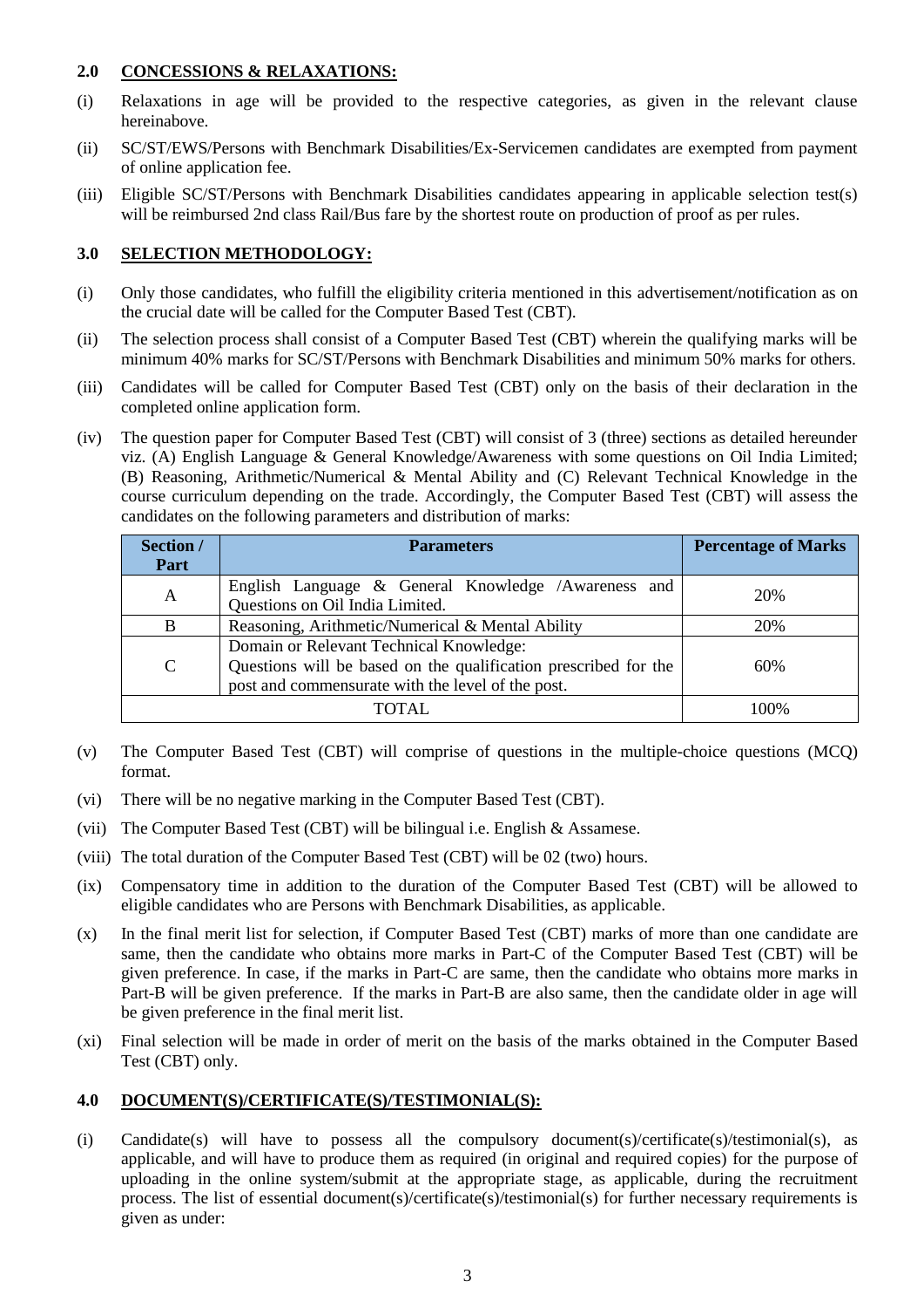## 2.0 CONCESSIONS & RELAXATIONS:

(i) Relaxations in age will be provided to the respective categories, as given in the relevant clause hereinabove.

(ii) SC/ST/EWS/Persons with Benchmark Disabilities/Ex-Servicemen candidates are exempted from payment of online application fee.

(iii) Eligible SC/ST/Persons with Benchmark Disabilities candidates appearing in applicable selection test(s) will be reimbursed 2nd class Rail/Bus fare by the shortest route on production of proof as per rules.

## 3.0 SELECTION METHODOLOGY:

(i) Only those candidates, who fulfill the eligibility criteria mentioned in this advertisement/notification as on the crucial date will be called for the Computer Based Test (CBT).

(ii) The selection process shall consist of a Computer Based Test (CBT) wherein the qualifying marks will be minimum 40% marks for SC/ST/Persons with Benchmark Disabilities and minimum 50% marks for others.

(iii) Candidates will be called for Computer Based Test (CBT) only on the basis of their declaration in the completed online application form.

(iv) The question paper for Computer Based Test (CBT) will consist of 3 (three) sections as detailed hereunder viz. (A) English Language & General Knowledge/Awareness with some questions on Oil India Limited; (B) Reasoning, Arithmetic/Numerical & Mental Ability and (C) Relevant Technical Knowledge in the course curriculum depending on the trade. Accordingly, the Computer Based Test (CBT) will assess the candidates on the following parameters and distribution of marks:

| Section / Part | Parameters | Percentage of Marks |
|---|---|---|
| A | English Language & General Knowledge /Awareness and Questions on Oil India Limited. | 20% |
| B | Reasoning, Arithmetic/Numerical & Mental Ability | 20% |
| C | Domain or Relevant Technical Knowledge: Questions will be based on the qualification prescribed for the post and commensurate with the level of the post. | 60% |
| TOTAL | | 100% |

(v) The Computer Based Test (CBT) will comprise of questions in the multiple-choice questions (MCQ) format.

(vi) There will be no negative marking in the Computer Based Test (CBT).

(vii) The Computer Based Test (CBT) will be bilingual i.e. English & Assamese.

(viii) The total duration of the Computer Based Test (CBT) will be 02 (two) hours.

(ix) Compensatory time in addition to the duration of the Computer Based Test (CBT) will be allowed to eligible candidates who are Persons with Benchmark Disabilities, as applicable.

(x) In the final merit list for selection, if Computer Based Test (CBT) marks of more than one candidate are same, then the candidate who obtains more marks in Part-C of the Computer Based Test (CBT) will be given preference. In case, if the marks in Part-C are same, then the candidate who obtains more marks in Part-B will be given preference. If the marks in Part-B are also same, then the candidate older in age will be given preference in the final merit list.

(xi) Final selection will be made in order of merit on the basis of the marks obtained in the Computer Based Test (CBT) only.

## 4.0 DOCUMENT(S)/CERTIFICATE(S)/TESTIMONIAL(S):

(i) Candidate(s) will have to possess all the compulsory document(s)/certificate(s)/testimonial(s), as applicable, and will have to produce them as required (in original and required copies) for the purpose of uploading in the online system/submit at the appropriate stage, as applicable, during the recruitment process. The list of essential document(s)/certificate(s)/testimonial(s) for further necessary requirements is given as under: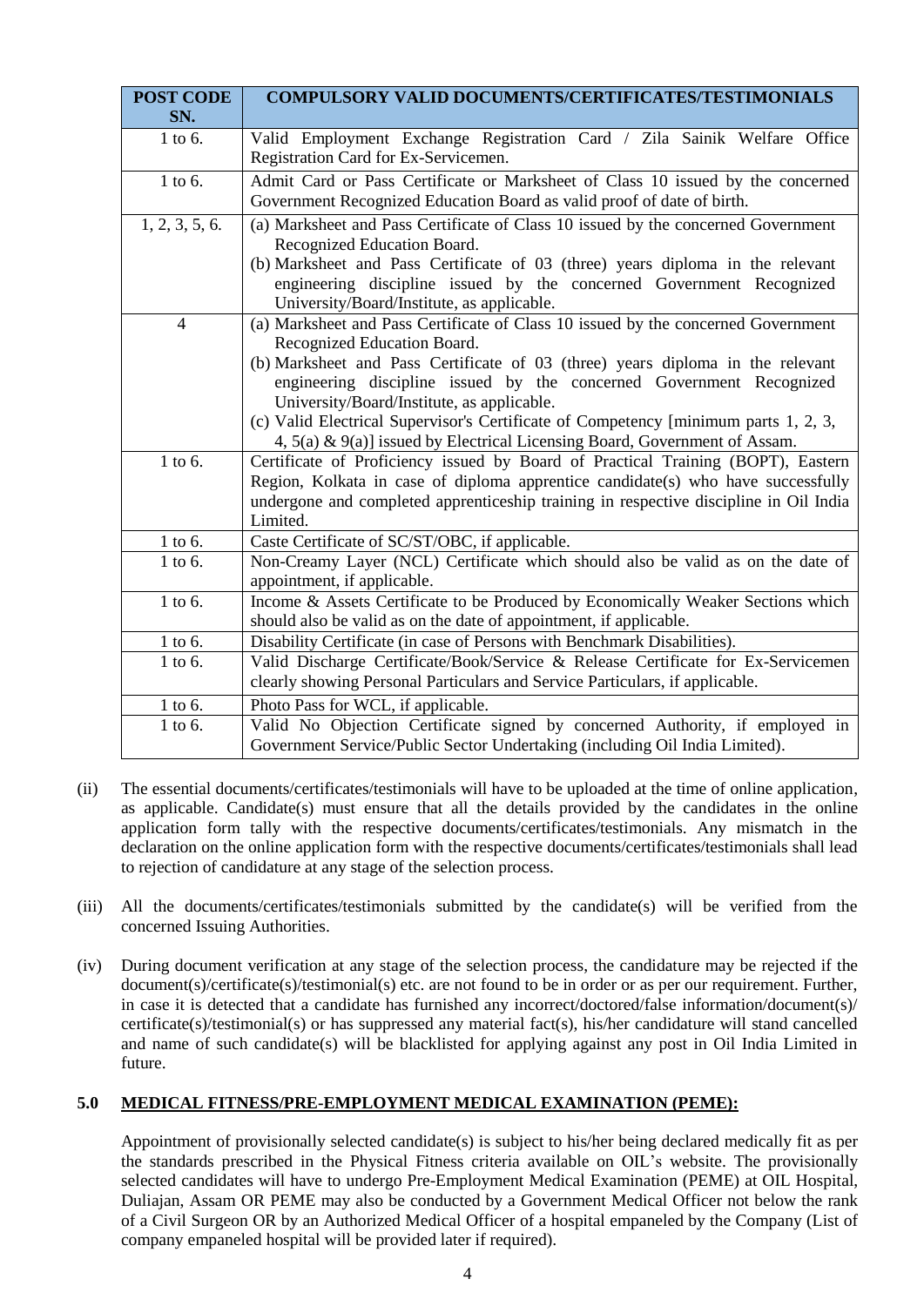| POST CODE SN. | COMPULSORY VALID DOCUMENTS/CERTIFICATES/TESTIMONIALS |
|---|---|
| 1 to 6. | Valid Employment Exchange Registration Card / Zila Sainik Welfare Office Registration Card for Ex-Servicemen. |
| 1 to 6. | Admit Card or Pass Certificate or Marksheet of Class 10 issued by the concerned Government Recognized Education Board as valid proof of date of birth. |
| 1, 2, 3, 5, 6. | (a) Marksheet and Pass Certificate of Class 10 issued by the concerned Government Recognized Education Board.<br>(b) Marksheet and Pass Certificate of 03 (three) years diploma in the relevant engineering discipline issued by the concerned Government Recognized University/Board/Institute, as applicable. |
| 4 | (a) Marksheet and Pass Certificate of Class 10 issued by the concerned Government Recognized Education Board.<br>(b) Marksheet and Pass Certificate of 03 (three) years diploma in the relevant engineering discipline issued by the concerned Government Recognized University/Board/Institute, as applicable.<br>(c) Valid Electrical Supervisor's Certificate of Competency [minimum parts 1, 2, 3, 4, 5(a) & 9(a)] issued by Electrical Licensing Board, Government of Assam. |
| 1 to 6. | Certificate of Proficiency issued by Board of Practical Training (BOPT), Eastern Region, Kolkata in case of diploma apprentice candidate(s) who have successfully undergone and completed apprenticeship training in respective discipline in Oil India Limited. |
| 1 to 6. | Caste Certificate of SC/ST/OBC, if applicable. |
| 1 to 6. | Non-Creamy Layer (NCL) Certificate which should also be valid as on the date of appointment, if applicable. |
| 1 to 6. | Income & Assets Certificate to be Produced by Economically Weaker Sections which should also be valid as on the date of appointment, if applicable. |
| 1 to 6. | Disability Certificate (in case of Persons with Benchmark Disabilities). |
| 1 to 6. | Valid Discharge Certificate/Book/Service & Release Certificate for Ex-Servicemen clearly showing Personal Particulars and Service Particulars, if applicable. |
| 1 to 6. | Photo Pass for WCL, if applicable. |
| 1 to 6. | Valid No Objection Certificate signed by concerned Authority, if employed in Government Service/Public Sector Undertaking (including Oil India Limited). |

(ii) The essential documents/certificates/testimonials will have to be uploaded at the time of online application, as applicable. Candidate(s) must ensure that all the details provided by the candidates in the online application form tally with the respective documents/certificates/testimonials. Any mismatch in the declaration on the online application form with the respective documents/certificates/testimonials shall lead to rejection of candidature at any stage of the selection process.

(iii) All the documents/certificates/testimonials submitted by the candidate(s) will be verified from the concerned Issuing Authorities.

(iv) During document verification at any stage of the selection process, the candidature may be rejected if the document(s)/certificate(s)/testimonial(s) etc. are not found to be in order or as per our requirement. Further, in case it is detected that a candidate has furnished any incorrect/doctored/false information/document(s)/ certificate(s)/testimonial(s) or has suppressed any material fact(s), his/her candidature will stand cancelled and name of such candidate(s) will be blacklisted for applying against any post in Oil India Limited in future.

## 5.0 MEDICAL FITNESS/PRE-EMPLOYMENT MEDICAL EXAMINATION (PEME):

Appointment of provisionally selected candidate(s) is subject to his/her being declared medically fit as per the standards prescribed in the Physical Fitness criteria available on OIL's website. The provisionally selected candidates will have to undergo Pre-Employment Medical Examination (PEME) at OIL Hospital, Duliajan, Assam OR PEME may also be conducted by a Government Medical Officer not below the rank of a Civil Surgeon OR by an Authorized Medical Officer of a hospital empaneled by the Company (List of company empaneled hospital will be provided later if required).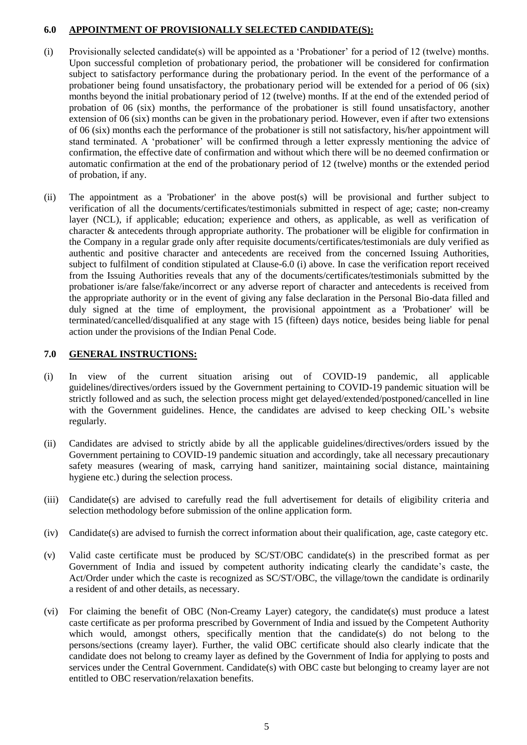## 6.0 APPOINTMENT OF PROVISIONALLY SELECTED CANDIDATE(S):

(i) Provisionally selected candidate(s) will be appointed as a 'Probationer' for a period of 12 (twelve) months. Upon successful completion of probationary period, the probationer will be considered for confirmation subject to satisfactory performance during the probationary period. In the event of the performance of a probationer being found unsatisfactory, the probationary period will be extended for a period of 06 (six) months beyond the initial probationary period of 12 (twelve) months. If at the end of the extended period of probation of 06 (six) months, the performance of the probationer is still found unsatisfactory, another extension of 06 (six) months can be given in the probationary period. However, even if after two extensions of 06 (six) months each the performance of the probationer is still not satisfactory, his/her appointment will stand terminated. A 'probationer' will be confirmed through a letter expressly mentioning the advice of confirmation, the effective date of confirmation and without which there will be no deemed confirmation or automatic confirmation at the end of the probationary period of 12 (twelve) months or the extended period of probation, if any.

(ii) The appointment as a 'Probationer' in the above post(s) will be provisional and further subject to verification of all the documents/certificates/testimonials submitted in respect of age; caste; non-creamy layer (NCL), if applicable; education; experience and others, as applicable, as well as verification of character & antecedents through appropriate authority. The probationer will be eligible for confirmation in the Company in a regular grade only after requisite documents/certificates/testimonials are duly verified as authentic and positive character and antecedents are received from the concerned Issuing Authorities, subject to fulfilment of condition stipulated at Clause-6.0 (i) above. In case the verification report received from the Issuing Authorities reveals that any of the documents/certificates/testimonials submitted by the probationer is/are false/fake/incorrect or any adverse report of character and antecedents is received from the appropriate authority or in the event of giving any false declaration in the Personal Bio-data filled and duly signed at the time of employment, the provisional appointment as a 'Probationer' will be terminated/cancelled/disqualified at any stage with 15 (fifteen) days notice, besides being liable for penal action under the provisions of the Indian Penal Code.

## 7.0 GENERAL INSTRUCTIONS:

(i) In view of the current situation arising out of COVID-19 pandemic, all applicable guidelines/directives/orders issued by the Government pertaining to COVID-19 pandemic situation will be strictly followed and as such, the selection process might get delayed/extended/postponed/cancelled in line with the Government guidelines. Hence, the candidates are advised to keep checking OIL's website regularly.

(ii) Candidates are advised to strictly abide by all the applicable guidelines/directives/orders issued by the Government pertaining to COVID-19 pandemic situation and accordingly, take all necessary precautionary safety measures (wearing of mask, carrying hand sanitizer, maintaining social distance, maintaining hygiene etc.) during the selection process.

(iii) Candidate(s) are advised to carefully read the full advertisement for details of eligibility criteria and selection methodology before submission of the online application form.

(iv) Candidate(s) are advised to furnish the correct information about their qualification, age, caste category etc.

(v) Valid caste certificate must be produced by SC/ST/OBC candidate(s) in the prescribed format as per Government of India and issued by competent authority indicating clearly the candidate's caste, the Act/Order under which the caste is recognized as SC/ST/OBC, the village/town the candidate is ordinarily a resident of and other details, as necessary.

(vi) For claiming the benefit of OBC (Non-Creamy Layer) category, the candidate(s) must produce a latest caste certificate as per proforma prescribed by Government of India and issued by the Competent Authority which would, amongst others, specifically mention that the candidate(s) do not belong to the persons/sections (creamy layer). Further, the valid OBC certificate should also clearly indicate that the candidate does not belong to creamy layer as defined by the Government of India for applying to posts and services under the Central Government. Candidate(s) with OBC caste but belonging to creamy layer are not entitled to OBC reservation/relaxation benefits.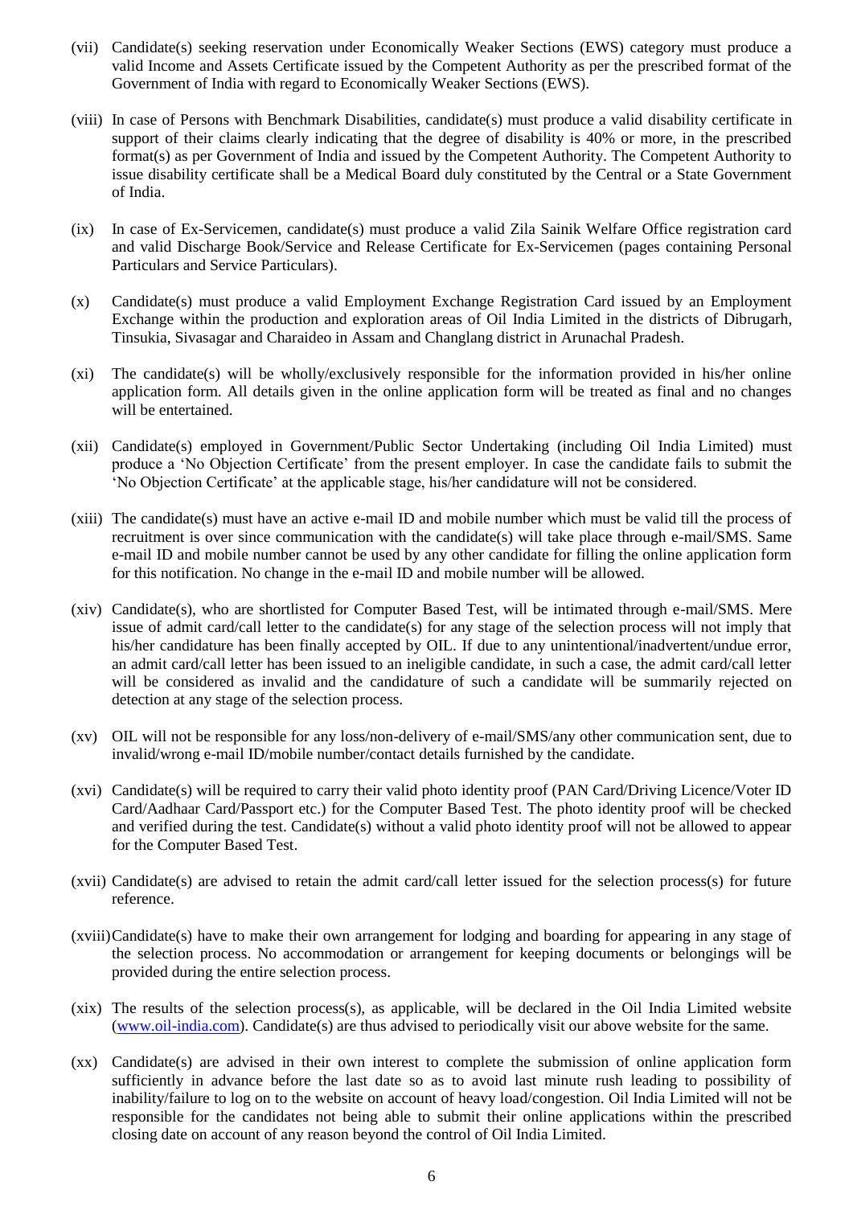(vii) Candidate(s) seeking reservation under Economically Weaker Sections (EWS) category must produce a valid Income and Assets Certificate issued by the Competent Authority as per the prescribed format of the Government of India with regard to Economically Weaker Sections (EWS).

(viii) In case of Persons with Benchmark Disabilities, candidate(s) must produce a valid disability certificate in support of their claims clearly indicating that the degree of disability is 40% or more, in the prescribed format(s) as per Government of India and issued by the Competent Authority. The Competent Authority to issue disability certificate shall be a Medical Board duly constituted by the Central or a State Government of India.

(ix) In case of Ex-Servicemen, candidate(s) must produce a valid Zila Sainik Welfare Office registration card and valid Discharge Book/Service and Release Certificate for Ex-Servicemen (pages containing Personal Particulars and Service Particulars).

(x) Candidate(s) must produce a valid Employment Exchange Registration Card issued by an Employment Exchange within the production and exploration areas of Oil India Limited in the districts of Dibrugarh, Tinsukia, Sivasagar and Charaideo in Assam and Changlang district in Arunachal Pradesh.

(xi) The candidate(s) will be wholly/exclusively responsible for the information provided in his/her online application form. All details given in the online application form will be treated as final and no changes will be entertained.

(xii) Candidate(s) employed in Government/Public Sector Undertaking (including Oil India Limited) must produce a 'No Objection Certificate' from the present employer. In case the candidate fails to submit the 'No Objection Certificate' at the applicable stage, his/her candidature will not be considered.

(xiii) The candidate(s) must have an active e-mail ID and mobile number which must be valid till the process of recruitment is over since communication with the candidate(s) will take place through e-mail/SMS. Same e-mail ID and mobile number cannot be used by any other candidate for filling the online application form for this notification. No change in the e-mail ID and mobile number will be allowed.

(xiv) Candidate(s), who are shortlisted for Computer Based Test, will be intimated through e-mail/SMS. Mere issue of admit card/call letter to the candidate(s) for any stage of the selection process will not imply that his/her candidature has been finally accepted by OIL. If due to any unintentional/inadvertent/undue error, an admit card/call letter has been issued to an ineligible candidate, in such a case, the admit card/call letter will be considered as invalid and the candidature of such a candidate will be summarily rejected on detection at any stage of the selection process.

(xv) OIL will not be responsible for any loss/non-delivery of e-mail/SMS/any other communication sent, due to invalid/wrong e-mail ID/mobile number/contact details furnished by the candidate.

(xvi) Candidate(s) will be required to carry their valid photo identity proof (PAN Card/Driving Licence/Voter ID Card/Aadhaar Card/Passport etc.) for the Computer Based Test. The photo identity proof will be checked and verified during the test. Candidate(s) without a valid photo identity proof will not be allowed to appear for the Computer Based Test.

(xvii) Candidate(s) are advised to retain the admit card/call letter issued for the selection process(s) for future reference.

(xviii) Candidate(s) have to make their own arrangement for lodging and boarding for appearing in any stage of the selection process. No accommodation or arrangement for keeping documents or belongings will be provided during the entire selection process.

(xix) The results of the selection process(s), as applicable, will be declared in the Oil India Limited website (www.oil-india.com). Candidate(s) are thus advised to periodically visit our above website for the same.

(xx) Candidate(s) are advised in their own interest to complete the submission of online application form sufficiently in advance before the last date so as to avoid last minute rush leading to possibility of inability/failure to log on to the website on account of heavy load/congestion. Oil India Limited will not be responsible for the candidates not being able to submit their online applications within the prescribed closing date on account of any reason beyond the control of Oil India Limited.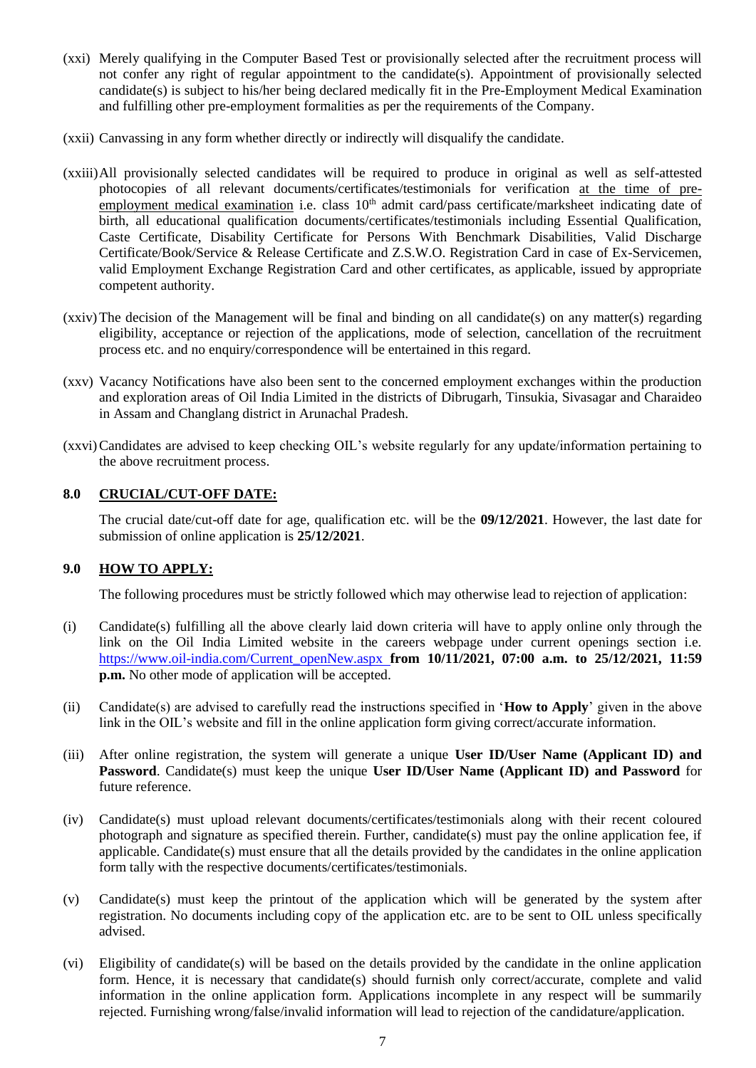(xxi) Merely qualifying in the Computer Based Test or provisionally selected after the recruitment process will not confer any right of regular appointment to the candidate(s). Appointment of provisionally selected candidate(s) is subject to his/her being declared medically fit in the Pre-Employment Medical Examination and fulfilling other pre-employment formalities as per the requirements of the Company.

(xxii) Canvassing in any form whether directly or indirectly will disqualify the candidate.

(xxiii) All provisionally selected candidates will be required to produce in original as well as self-attested photocopies of all relevant documents/certificates/testimonials for verification at the time of pre-employment medical examination i.e. class 10th admit card/pass certificate/marksheet indicating date of birth, all educational qualification documents/certificates/testimonials including Essential Qualification, Caste Certificate, Disability Certificate for Persons With Benchmark Disabilities, Valid Discharge Certificate/Book/Service & Release Certificate and Z.S.W.O. Registration Card in case of Ex-Servicemen, valid Employment Exchange Registration Card and other certificates, as applicable, issued by appropriate competent authority.

(xxiv) The decision of the Management will be final and binding on all candidate(s) on any matter(s) regarding eligibility, acceptance or rejection of the applications, mode of selection, cancellation of the recruitment process etc. and no enquiry/correspondence will be entertained in this regard.

(xxv) Vacancy Notifications have also been sent to the concerned employment exchanges within the production and exploration areas of Oil India Limited in the districts of Dibrugarh, Tinsukia, Sivasagar and Charaideo in Assam and Changlang district in Arunachal Pradesh.

(xxvi) Candidates are advised to keep checking OIL's website regularly for any update/information pertaining to the above recruitment process.

## 8.0 CRUCIAL/CUT-OFF DATE:

The crucial date/cut-off date for age, qualification etc. will be the **09/12/2021**. However, the last date for submission of online application is **25/12/2021**.

## 9.0 HOW TO APPLY:

The following procedures must be strictly followed which may otherwise lead to rejection of application:

(i) Candidate(s) fulfilling all the above clearly laid down criteria will have to apply online only through the link on the Oil India Limited website in the careers webpage under current openings section i.e. https://www.oil-india.com/Current_openNew.aspx **from 10/11/2021, 07:00 a.m. to 25/12/2021, 11:59 p.m.** No other mode of application will be accepted.

(ii) Candidate(s) are advised to carefully read the instructions specified in '**How to Apply**' given in the above link in the OIL's website and fill in the online application form giving correct/accurate information.

(iii) After online registration, the system will generate a unique **User ID/User Name (Applicant ID) and Password**. Candidate(s) must keep the unique **User ID/User Name (Applicant ID) and Password** for future reference.

(iv) Candidate(s) must upload relevant documents/certificates/testimonials along with their recent coloured photograph and signature as specified therein. Further, candidate(s) must pay the online application fee, if applicable. Candidate(s) must ensure that all the details provided by the candidates in the online application form tally with the respective documents/certificates/testimonials.

(v) Candidate(s) must keep the printout of the application which will be generated by the system after registration. No documents including copy of the application etc. are to be sent to OIL unless specifically advised.

(vi) Eligibility of candidate(s) will be based on the details provided by the candidate in the online application form. Hence, it is necessary that candidate(s) should furnish only correct/accurate, complete and valid information in the online application form. Applications incomplete in any respect will be summarily rejected. Furnishing wrong/false/invalid information will lead to rejection of the candidature/application.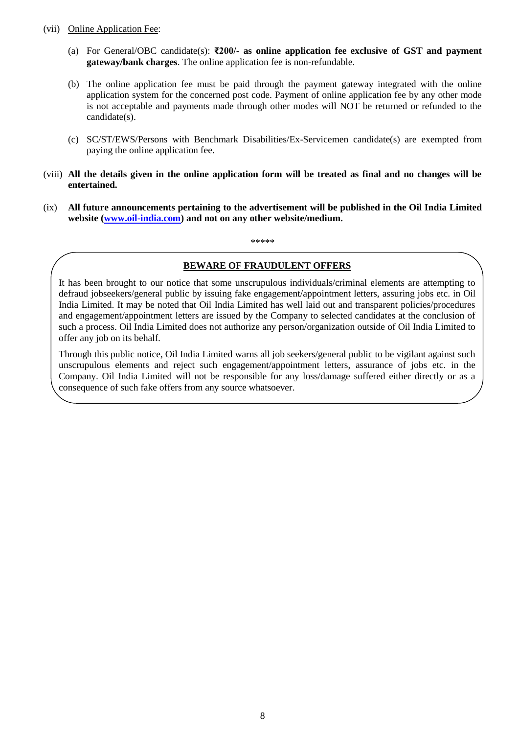(vii) Online Application Fee:

(a) For General/OBC candidate(s): **₹200/- as online application fee exclusive of GST and payment gateway/bank charges**. The online application fee is non-refundable.

(b) The online application fee must be paid through the payment gateway integrated with the online application system for the concerned post code. Payment of online application fee by any other mode is not acceptable and payments made through other modes will NOT be returned or refunded to the candidate(s).

(c) SC/ST/EWS/Persons with Benchmark Disabilities/Ex-Servicemen candidate(s) are exempted from paying the online application fee.

(viii) **All the details given in the online application form will be treated as final and no changes will be entertained.**

(ix) **All future announcements pertaining to the advertisement will be published in the Oil India Limited website ([www.oil-india.com](www.oil-india.com)) and not on any other website/medium.**

*****

**BEWARE OF FRAUDULENT OFFERS**

It has been brought to our notice that some unscrupulous individuals/criminal elements are attempting to defraud jobseekers/general public by issuing fake engagement/appointment letters, assuring jobs etc. in Oil India Limited. It may be noted that Oil India Limited has well laid out and transparent policies/procedures and engagement/appointment letters are issued by the Company to selected candidates at the conclusion of such a process. Oil India Limited does not authorize any person/organization outside of Oil India Limited to offer any job on its behalf.

Through this public notice, Oil India Limited warns all job seekers/general public to be vigilant against such unscrupulous elements and reject such engagement/appointment letters, assurance of jobs etc. in the Company. Oil India Limited will not be responsible for any loss/damage suffered either directly or as a consequence of such fake offers from any source whatsoever.